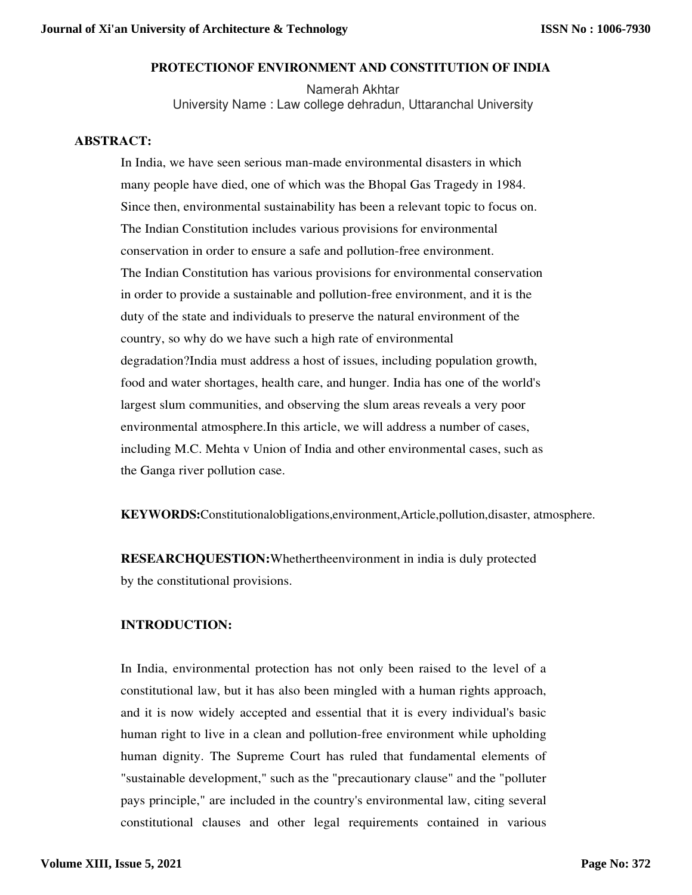# PROTECTIONOF ENVIRONMENT AND CONSTITUTION OF INDIA

Namerah Akhtar
University Name : Law college dehradun, Uttaranchal University

**ABSTRACT:**

In India, we have seen serious man-made environmental disasters in which many people have died, one of which was the Bhopal Gas Tragedy in 1984. Since then, environmental sustainability has been a relevant topic to focus on. The Indian Constitution includes various provisions for environmental conservation in order to ensure a safe and pollution-free environment. The Indian Constitution has various provisions for environmental conservation in order to provide a sustainable and pollution-free environment, and it is the duty of the state and individuals to preserve the natural environment of the country, so why do we have such a high rate of environmental degradation?India must address a host of issues, including population growth, food and water shortages, health care, and hunger. India has one of the world's largest slum communities, and observing the slum areas reveals a very poor environmental atmosphere.In this article, we will address a number of cases, including M.C. Mehta v Union of India and other environmental cases, such as the Ganga river pollution case.

**KEYWORDS:**Constitutionalobligations,environment,Article,pollution,disaster, atmosphere.

**RESEARCHQUESTION:**Whetherttheenvironment in india is duly protected by the constitutional provisions.

**INTRODUCTION:**

In India, environmental protection has not only been raised to the level of a constitutional law, but it has also been mingled with a human rights approach, and it is now widely accepted and essential that it is every individual's basic human right to live in a clean and pollution-free environment while upholding human dignity. The Supreme Court has ruled that fundamental elements of "sustainable development," such as the "precautionary clause" and the "polluter pays principle," are included in the country's environmental law, citing several constitutional clauses and other legal requirements contained in various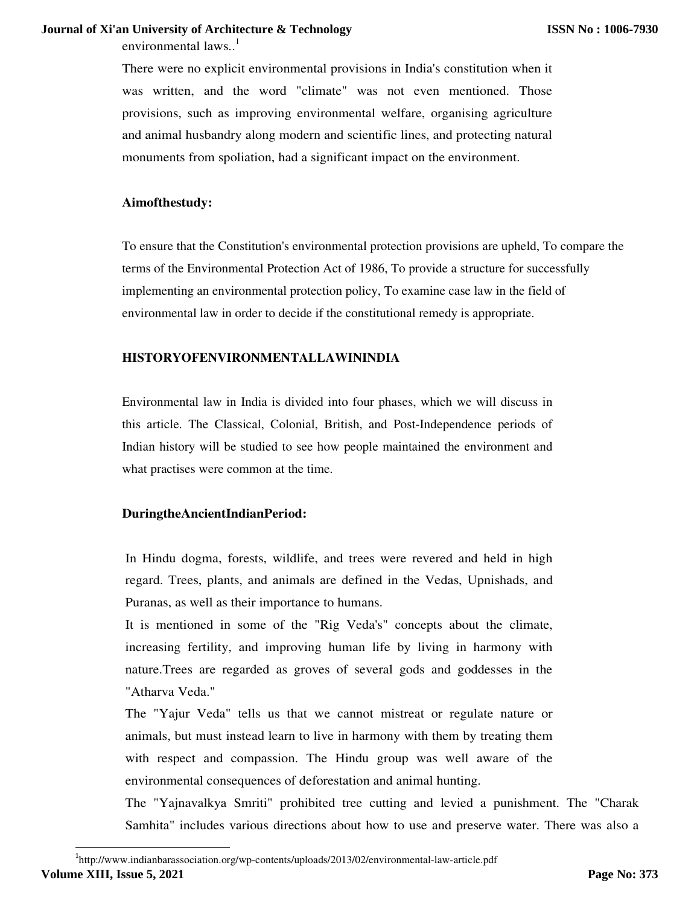environmental laws..[1]

There were no explicit environmental provisions in India's constitution when it was written, and the word "climate" was not even mentioned. Those provisions, such as improving environmental welfare, organising agriculture and animal husbandry along modern and scientific lines, and protecting natural monuments from spoliation, had a significant impact on the environment.

**Aimofthestudy:**

To ensure that the Constitution's environmental protection provisions are upheld, To compare the terms of the Environmental Protection Act of 1986, To provide a structure for successfully implementing an environmental protection policy, To examine case law in the field of environmental law in order to decide if the constitutional remedy is appropriate.

## HISTORYOFENVIRONMENTALLAWININDIA

Environmental law in India is divided into four phases, which we will discuss in this article. The Classical, Colonial, British, and Post-Independence periods of Indian history will be studied to see how people maintained the environment and what practises were common at the time.

### DuringtheAncientIndianPeriod:

In Hindu dogma, forests, wildlife, and trees were revered and held in high regard. Trees, plants, and animals are defined in the Vedas, Upnishads, and Puranas, as well as their importance to humans.

It is mentioned in some of the "Rig Veda's" concepts about the climate, increasing fertility, and improving human life by living in harmony with nature.Trees are regarded as groves of several gods and goddesses in the "Atharva Veda."

The "Yajur Veda" tells us that we cannot mistreat or regulate nature or animals, but must instead learn to live in harmony with them by treating them with respect and compassion. The Hindu group was well aware of the environmental consequences of deforestation and animal hunting.

The "Yajnavalkya Smriti" prohibited tree cutting and levied a punishment. The "Charak Samhita" includes various directions about how to use and preserve water. There was also a

[1] http://www.indianbarassociation.org/wp-contents/uploads/2013/02/environmental-law-article.pdf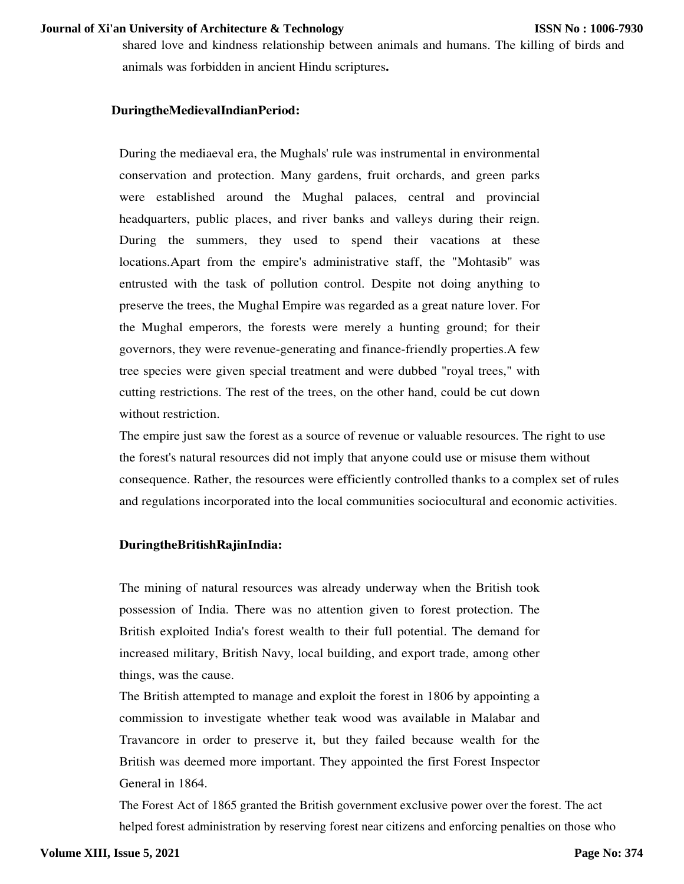shared love and kindness relationship between animals and humans. The killing of birds and animals was forbidden in ancient Hindu scriptures**.**

**DuringtheMedievalIndianPeriod:**

During the mediaeval era, the Mughals' rule was instrumental in environmental conservation and protection. Many gardens, fruit orchards, and green parks were established around the Mughal palaces, central and provincial headquarters, public places, and river banks and valleys during their reign. During the summers, they used to spend their vacations at these locations.Apart from the empire's administrative staff, the "Mohtasib" was entrusted with the task of pollution control. Despite not doing anything to preserve the trees, the Mughal Empire was regarded as a great nature lover. For the Mughal emperors, the forests were merely a hunting ground; for their governors, they were revenue-generating and finance-friendly properties.A few tree species were given special treatment and were dubbed "royal trees," with cutting restrictions. The rest of the trees, on the other hand, could be cut down without restriction.

The empire just saw the forest as a source of revenue or valuable resources. The right to use the forest's natural resources did not imply that anyone could use or misuse them without consequence. Rather, the resources were efficiently controlled thanks to a complex set of rules and regulations incorporated into the local communities sociocultural and economic activities.

**DuringtheBritishRajinIndia:**

The mining of natural resources was already underway when the British took possession of India. There was no attention given to forest protection. The British exploited India's forest wealth to their full potential. The demand for increased military, British Navy, local building, and export trade, among other things, was the cause.

The British attempted to manage and exploit the forest in 1806 by appointing a commission to investigate whether teak wood was available in Malabar and Travancore in order to preserve it, but they failed because wealth for the British was deemed more important. They appointed the first Forest Inspector General in 1864.

The Forest Act of 1865 granted the British government exclusive power over the forest. The act helped forest administration by reserving forest near citizens and enforcing penalties on those who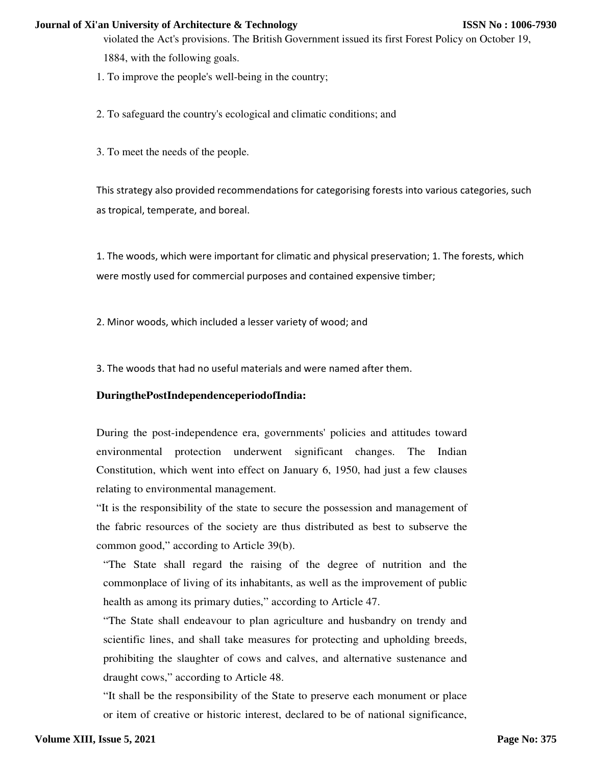violated the Act's provisions. The British Government issued its first Forest Policy on October 19, 1884, with the following goals.

1. To improve the people's well-being in the country;

2. To safeguard the country's ecological and climatic conditions; and

3. To meet the needs of the people.

This strategy also provided recommendations for categorising forests into various categories, such as tropical, temperate, and boreal.

1. The woods, which were important for climatic and physical preservation; 1. The forests, which were mostly used for commercial purposes and contained expensive timber;

2. Minor woods, which included a lesser variety of wood; and

3. The woods that had no useful materials and were named after them.

**DuringthePostIndependenceperiodofIndia:**

During the post-independence era, governments' policies and attitudes toward environmental protection underwent significant changes. The Indian Constitution, which went into effect on January 6, 1950, had just a few clauses relating to environmental management.

"It is the responsibility of the state to secure the possession and management of the fabric resources of the society are thus distributed as best to subserve the common good," according to Article 39(b).

"The State shall regard the raising of the degree of nutrition and the commonplace of living of its inhabitants, as well as the improvement of public health as among its primary duties," according to Article 47.

"The State shall endeavour to plan agriculture and husbandry on trendy and scientific lines, and shall take measures for protecting and upholding breeds, prohibiting the slaughter of cows and calves, and alternative sustenance and draught cows," according to Article 48.

"It shall be the responsibility of the State to preserve each monument or place or item of creative or historic interest, declared to be of national significance,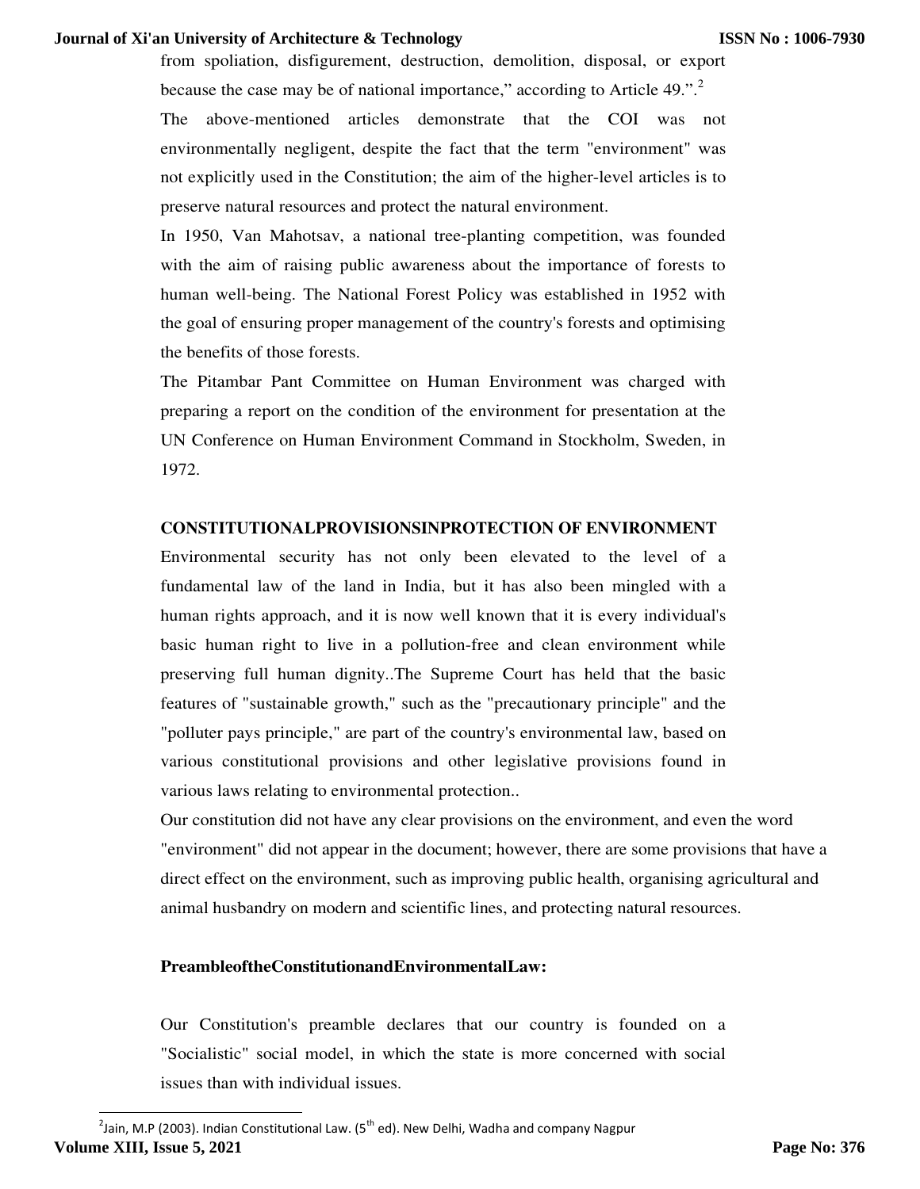from spoliation, disfigurement, destruction, demolition, disposal, or export because the case may be of national importance," according to Article 49.".[2]

The above-mentioned articles demonstrate that the COI was not environmentally negligent, despite the fact that the term "environment" was not explicitly used in the Constitution; the aim of the higher-level articles is to preserve natural resources and protect the natural environment.

In 1950, Van Mahotsav, a national tree-planting competition, was founded with the aim of raising public awareness about the importance of forests to human well-being. The National Forest Policy was established in 1952 with the goal of ensuring proper management of the country's forests and optimising the benefits of those forests.

The Pitambar Pant Committee on Human Environment was charged with preparing a report on the condition of the environment for presentation at the UN Conference on Human Environment Command in Stockholm, Sweden, in 1972.

## CONSTITUTIONALPROVISIONSINPROTECTION OF ENVIRONMENT

Environmental security has not only been elevated to the level of a fundamental law of the land in India, but it has also been mingled with a human rights approach, and it is now well known that it is every individual's basic human right to live in a pollution-free and clean environment while preserving full human dignity..The Supreme Court has held that the basic features of "sustainable growth," such as the "precautionary principle" and the "polluter pays principle," are part of the country's environmental law, based on various constitutional provisions and other legislative provisions found in various laws relating to environmental protection..

Our constitution did not have any clear provisions on the environment, and even the word "environment" did not appear in the document; however, there are some provisions that have a direct effect on the environment, such as improving public health, organising agricultural and animal husbandry on modern and scientific lines, and protecting natural resources.

### PreambleoftheConstitutionandEnvironmentalLaw:

Our Constitution's preamble declares that our country is founded on a "Socialistic" social model, in which the state is more concerned with social issues than with individual issues.

---

[2] Jain, M.P (2003). Indian Constitutional Law. (5th ed). New Delhi, Wadha and company Nagpur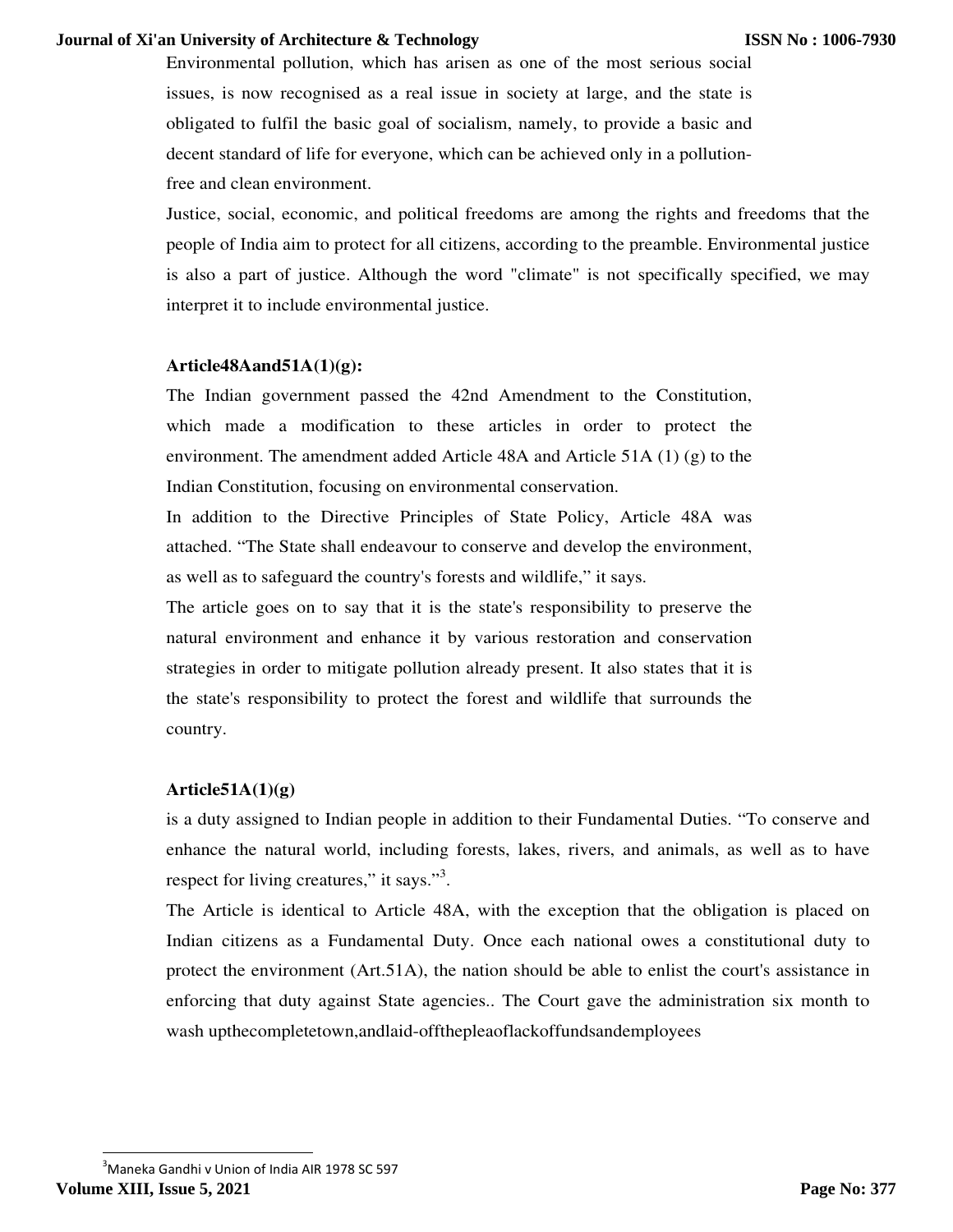Environmental pollution, which has arisen as one of the most serious social issues, is now recognised as a real issue in society at large, and the state is obligated to fulfil the basic goal of socialism, namely, to provide a basic and decent standard of life for everyone, which can be achieved only in a pollution-free and clean environment.

Justice, social, economic, and political freedoms are among the rights and freedoms that the people of India aim to protect for all citizens, according to the preamble. Environmental justice is also a part of justice. Although the word "climate" is not specifically specified, we may interpret it to include environmental justice.

**Article48Aand51A(1)(g):**

The Indian government passed the 42nd Amendment to the Constitution, which made a modification to these articles in order to protect the environment. The amendment added Article 48A and Article 51A (1) (g) to the Indian Constitution, focusing on environmental conservation.

In addition to the Directive Principles of State Policy, Article 48A was attached. "The State shall endeavour to conserve and develop the environment, as well as to safeguard the country's forests and wildlife," it says.

The article goes on to say that it is the state's responsibility to preserve the natural environment and enhance it by various restoration and conservation strategies in order to mitigate pollution already present. It also states that it is the state's responsibility to protect the forest and wildlife that surrounds the country.

**Article51A(1)(g)**

is a duty assigned to Indian people in addition to their Fundamental Duties. "To conserve and enhance the natural world, including forests, lakes, rivers, and animals, as well as to have respect for living creatures," it says."[3].

The Article is identical to Article 48A, with the exception that the obligation is placed on Indian citizens as a Fundamental Duty. Once each national owes a constitutional duty to protect the environment (Art.51A), the nation should be able to enlist the court's assistance in enforcing that duty against State agencies.. The Court gave the administration six month to wash upthecompletetown,andlaid-offthepleaoflackoffundsandemployees

[3]Maneka Gandhi v Union of India AIR 1978 SC 597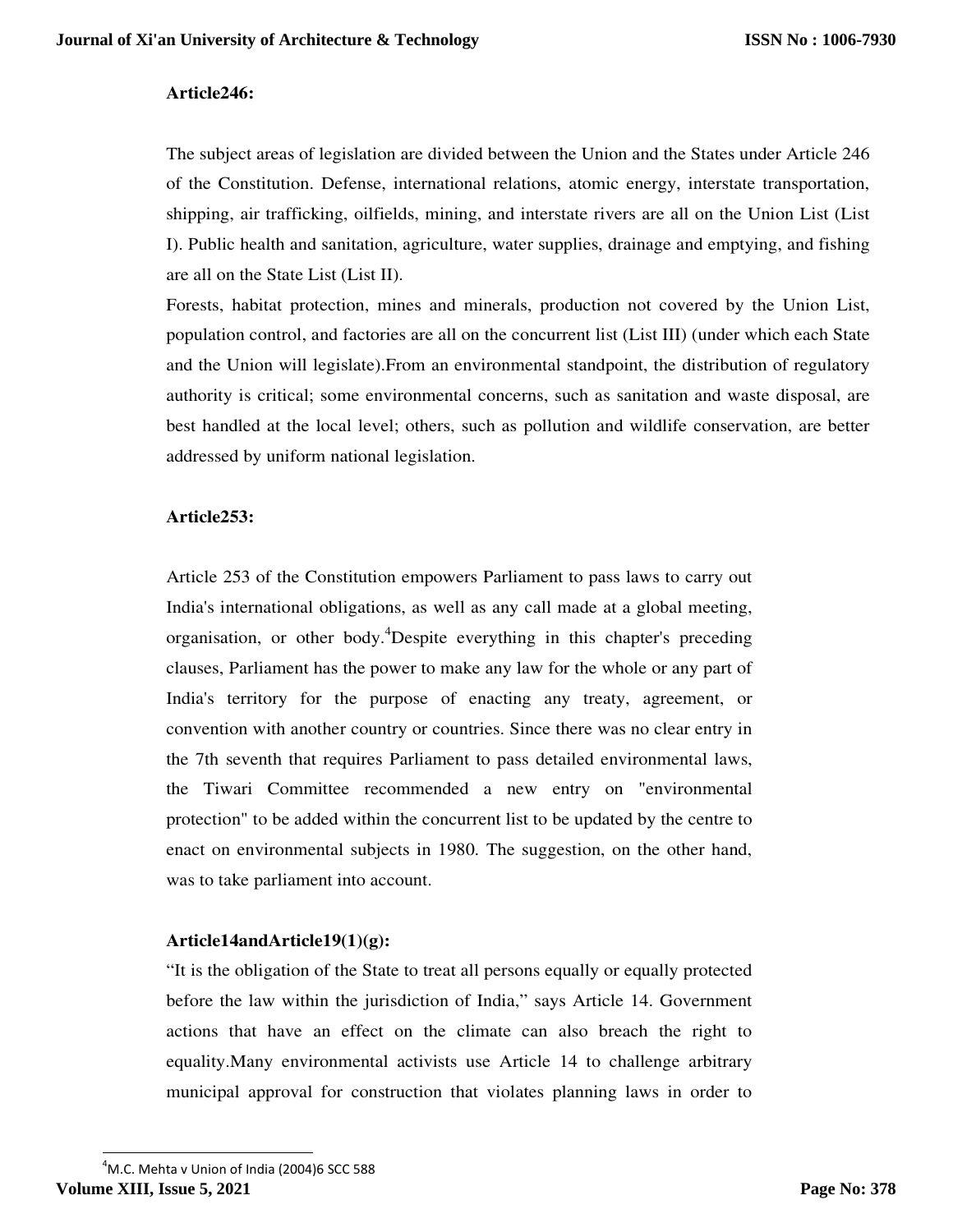**Article246:**

The subject areas of legislation are divided between the Union and the States under Article 246 of the Constitution. Defense, international relations, atomic energy, interstate transportation, shipping, air trafficking, oilfields, mining, and interstate rivers are all on the Union List (List I). Public health and sanitation, agriculture, water supplies, drainage and emptying, and fishing are all on the State List (List II).

Forests, habitat protection, mines and minerals, production not covered by the Union List, population control, and factories are all on the concurrent list (List III) (under which each State and the Union will legislate).From an environmental standpoint, the distribution of regulatory authority is critical; some environmental concerns, such as sanitation and waste disposal, are best handled at the local level; others, such as pollution and wildlife conservation, are better addressed by uniform national legislation.

**Article253:**

Article 253 of the Constitution empowers Parliament to pass laws to carry out India's international obligations, as well as any call made at a global meeting, organisation, or other body.[4]Despite everything in this chapter's preceding clauses, Parliament has the power to make any law for the whole or any part of India's territory for the purpose of enacting any treaty, agreement, or convention with another country or countries. Since there was no clear entry in the 7th seventh that requires Parliament to pass detailed environmental laws, the Tiwari Committee recommended a new entry on "environmental protection" to be added within the concurrent list to be updated by the centre to enact on environmental subjects in 1980. The suggestion, on the other hand, was to take parliament into account.

**Article14andArticle19(1)(g):**

"It is the obligation of the State to treat all persons equally or equally protected before the law within the jurisdiction of India," says Article 14. Government actions that have an effect on the climate can also breach the right to equality.Many environmental activists use Article 14 to challenge arbitrary municipal approval for construction that violates planning laws in order to

[4]M.C. Mehta v Union of India (2004)6 SCC 588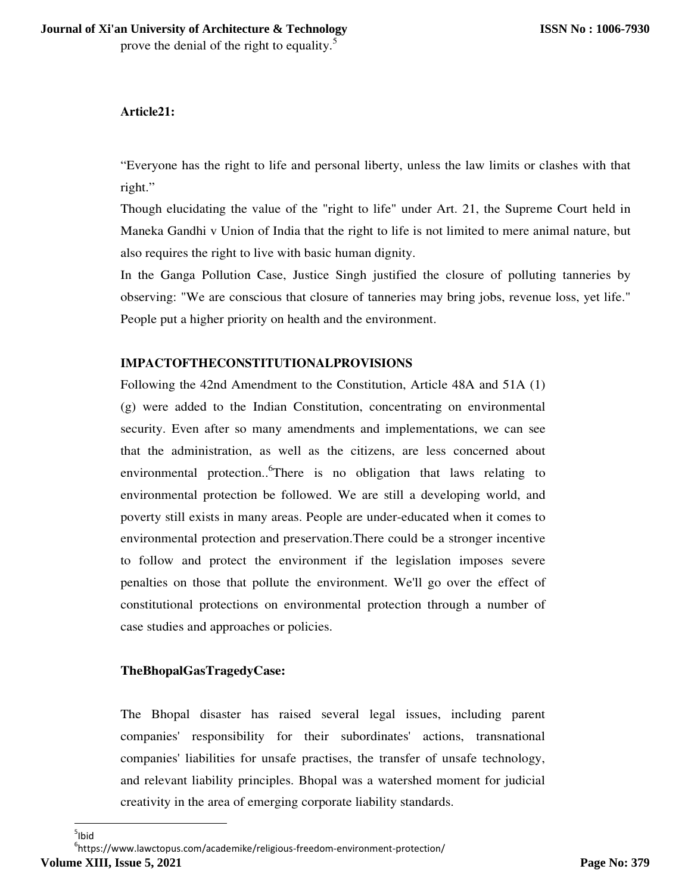prove the denial of the right to equality.[5]

**Article21:**

"Everyone has the right to life and personal liberty, unless the law limits or clashes with that right."

Though elucidating the value of the "right to life" under Art. 21, the Supreme Court held in Maneka Gandhi v Union of India that the right to life is not limited to mere animal nature, but also requires the right to live with basic human dignity.

In the Ganga Pollution Case, Justice Singh justified the closure of polluting tanneries by observing: "We are conscious that closure of tanneries may bring jobs, revenue loss, yet life." People put a higher priority on health and the environment.

**IMPACTOFTHECONSTITUTIONALPROVISIONS**

Following the 42nd Amendment to the Constitution, Article 48A and 51A (1) (g) were added to the Indian Constitution, concentrating on environmental security. Even after so many amendments and implementations, we can see that the administration, as well as the citizens, are less concerned about environmental protection..[6]There is no obligation that laws relating to environmental protection be followed. We are still a developing world, and poverty still exists in many areas. People are under-educated when it comes to environmental protection and preservation.There could be a stronger incentive to follow and protect the environment if the legislation imposes severe penalties on those that pollute the environment. We'll go over the effect of constitutional protections on environmental protection through a number of case studies and approaches or policies.

**TheBhopalGasTragedyCase:**

The Bhopal disaster has raised several legal issues, including parent companies' responsibility for their subordinates' actions, transnational companies' liabilities for unsafe practises, the transfer of unsafe technology, and relevant liability principles. Bhopal was a watershed moment for judicial creativity in the area of emerging corporate liability standards.

[5] Ibid

[6] https://www.lawctopus.com/academike/religious-freedom-environment-protection/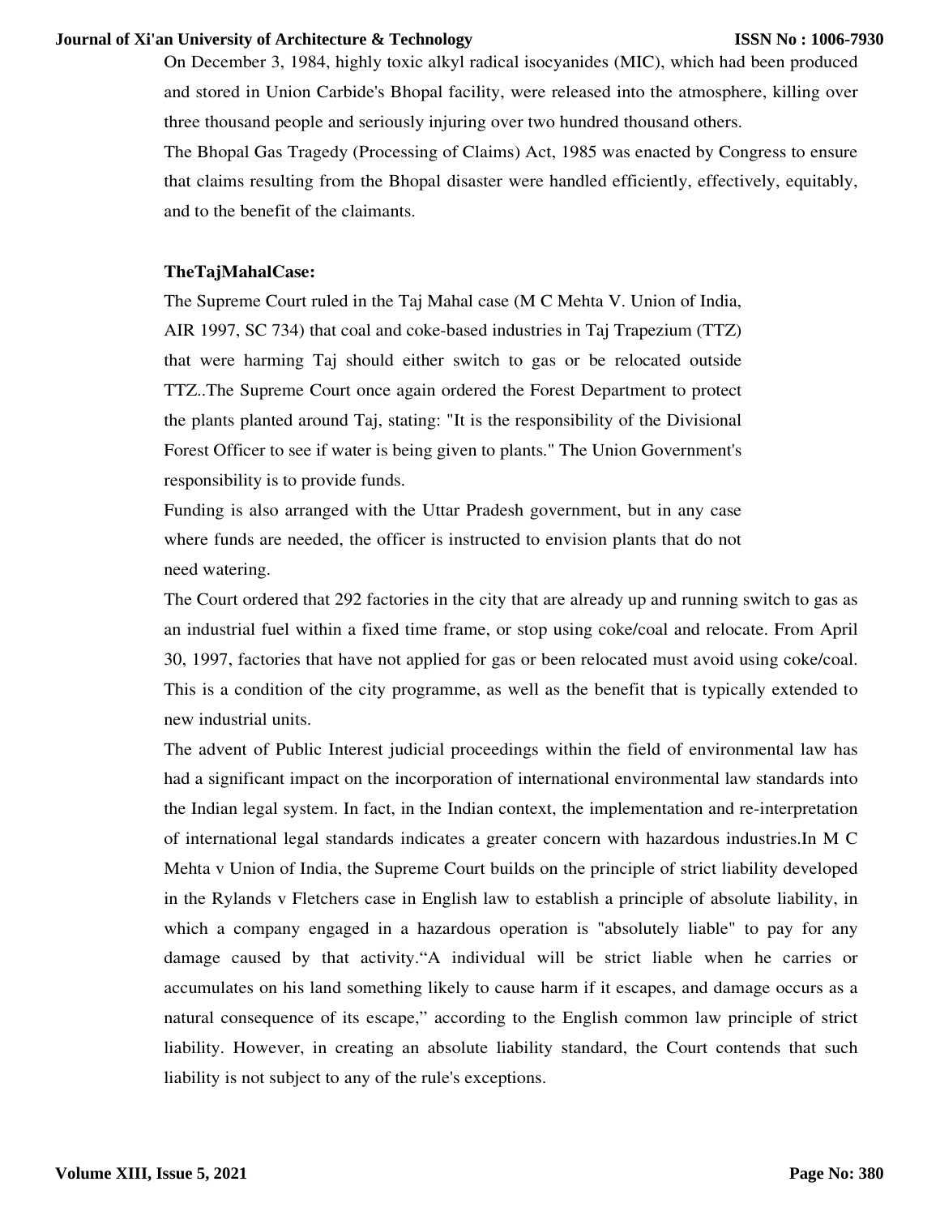On December 3, 1984, highly toxic alkyl radical isocyanides (MIC), which had been produced and stored in Union Carbide's Bhopal facility, were released into the atmosphere, killing over three thousand people and seriously injuring over two hundred thousand others.

The Bhopal Gas Tragedy (Processing of Claims) Act, 1985 was enacted by Congress to ensure that claims resulting from the Bhopal disaster were handled efficiently, effectively, equitably, and to the benefit of the claimants.

**TheTajMahalCase:**

The Supreme Court ruled in the Taj Mahal case (M C Mehta V. Union of India, AIR 1997, SC 734) that coal and coke-based industries in Taj Trapezium (TTZ) that were harming Taj should either switch to gas or be relocated outside TTZ..The Supreme Court once again ordered the Forest Department to protect the plants planted around Taj, stating: "It is the responsibility of the Divisional Forest Officer to see if water is being given to plants." The Union Government's responsibility is to provide funds.

Funding is also arranged with the Uttar Pradesh government, but in any case where funds are needed, the officer is instructed to envision plants that do not need watering.

The Court ordered that 292 factories in the city that are already up and running switch to gas as an industrial fuel within a fixed time frame, or stop using coke/coal and relocate. From April 30, 1997, factories that have not applied for gas or been relocated must avoid using coke/coal. This is a condition of the city programme, as well as the benefit that is typically extended to new industrial units.

The advent of Public Interest judicial proceedings within the field of environmental law has had a significant impact on the incorporation of international environmental law standards into the Indian legal system. In fact, in the Indian context, the implementation and re-interpretation of international legal standards indicates a greater concern with hazardous industries.In M C Mehta v Union of India, the Supreme Court builds on the principle of strict liability developed in the Rylands v Fletchers case in English law to establish a principle of absolute liability, in which a company engaged in a hazardous operation is "absolutely liable" to pay for any damage caused by that activity."A individual will be strict liable when he carries or accumulates on his land something likely to cause harm if it escapes, and damage occurs as a natural consequence of its escape," according to the English common law principle of strict liability. However, in creating an absolute liability standard, the Court contends that such liability is not subject to any of the rule's exceptions.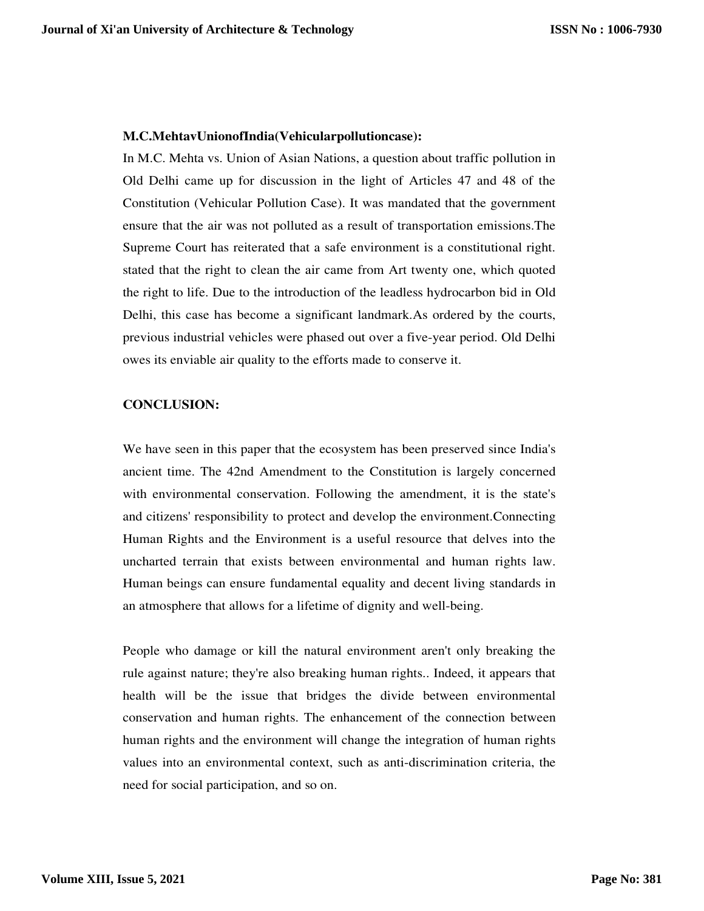**M.C.MehtavUnionofIndia(Vehicularpollutioncase):**

In M.C. Mehta vs. Union of Asian Nations, a question about traffic pollution in Old Delhi came up for discussion in the light of Articles 47 and 48 of the Constitution (Vehicular Pollution Case). It was mandated that the government ensure that the air was not polluted as a result of transportation emissions.The Supreme Court has reiterated that a safe environment is a constitutional right. stated that the right to clean the air came from Art twenty one, which quoted the right to life. Due to the introduction of the leadless hydrocarbon bid in Old Delhi, this case has become a significant landmark.As ordered by the courts, previous industrial vehicles were phased out over a five-year period. Old Delhi owes its enviable air quality to the efforts made to conserve it.

**CONCLUSION:**

We have seen in this paper that the ecosystem has been preserved since India's ancient time. The 42nd Amendment to the Constitution is largely concerned with environmental conservation. Following the amendment, it is the state's and citizens' responsibility to protect and develop the environment.Connecting Human Rights and the Environment is a useful resource that delves into the uncharted terrain that exists between environmental and human rights law. Human beings can ensure fundamental equality and decent living standards in an atmosphere that allows for a lifetime of dignity and well-being.

People who damage or kill the natural environment aren't only breaking the rule against nature; they're also breaking human rights.. Indeed, it appears that health will be the issue that bridges the divide between environmental conservation and human rights. The enhancement of the connection between human rights and the environment will change the integration of human rights values into an environmental context, such as anti-discrimination criteria, the need for social participation, and so on.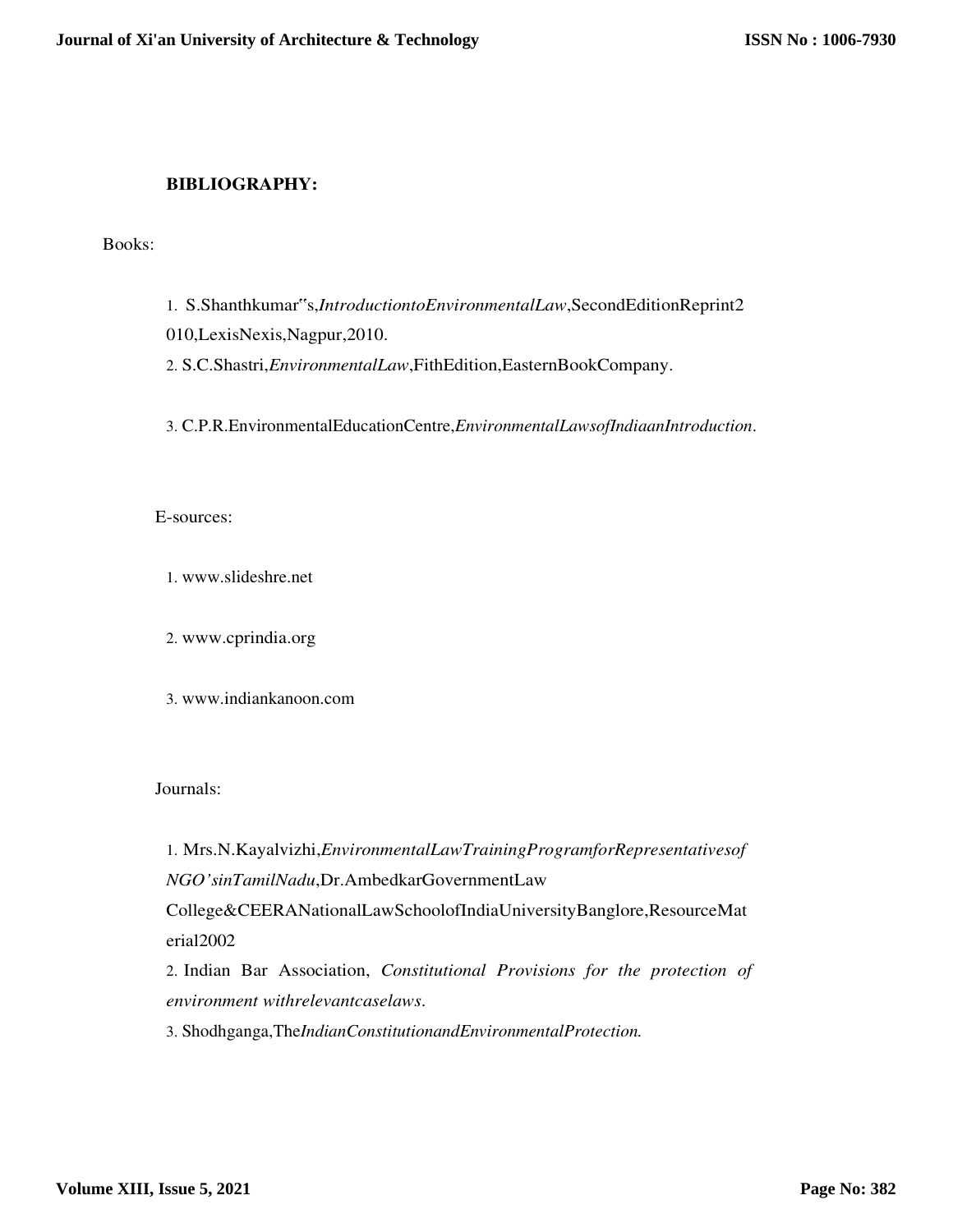**BIBLIOGRAPHY:**

Books:

1. S.Shanthkumar"s,*IntroductiontoEnvironmentalLaw*,SecondEditionReprint2010,LexisNexis,Nagpur,2010.
2. S.C.Shastri,*EnvironmentalLaw*,FithEdition,EasternBookCompany.
3. C.P.R.EnvironmentalEducationCentre,*EnvironmentalLawsofIndiaanIntroduction*.

E-sources:

1. www.slideshre.net
2. www.cprindia.org
3. www.indiankanoon.com

Journals:

1. Mrs.N.Kayalvizhi,*EnvironmentalLawTrainingProgramforRepresentativesof NGO'sinTamilNadu*,Dr.AmbedkarGovernmentLaw College&CEERANationalLawSchoolofIndiaUniversityBanglore,ResourceMaterial2002
2. Indian Bar Association, *Constitutional Provisions for the protection of environment withrelevantcaselaws*.
3. Shodhganga,The*IndianConstitutionandEnvironmentalProtection.*